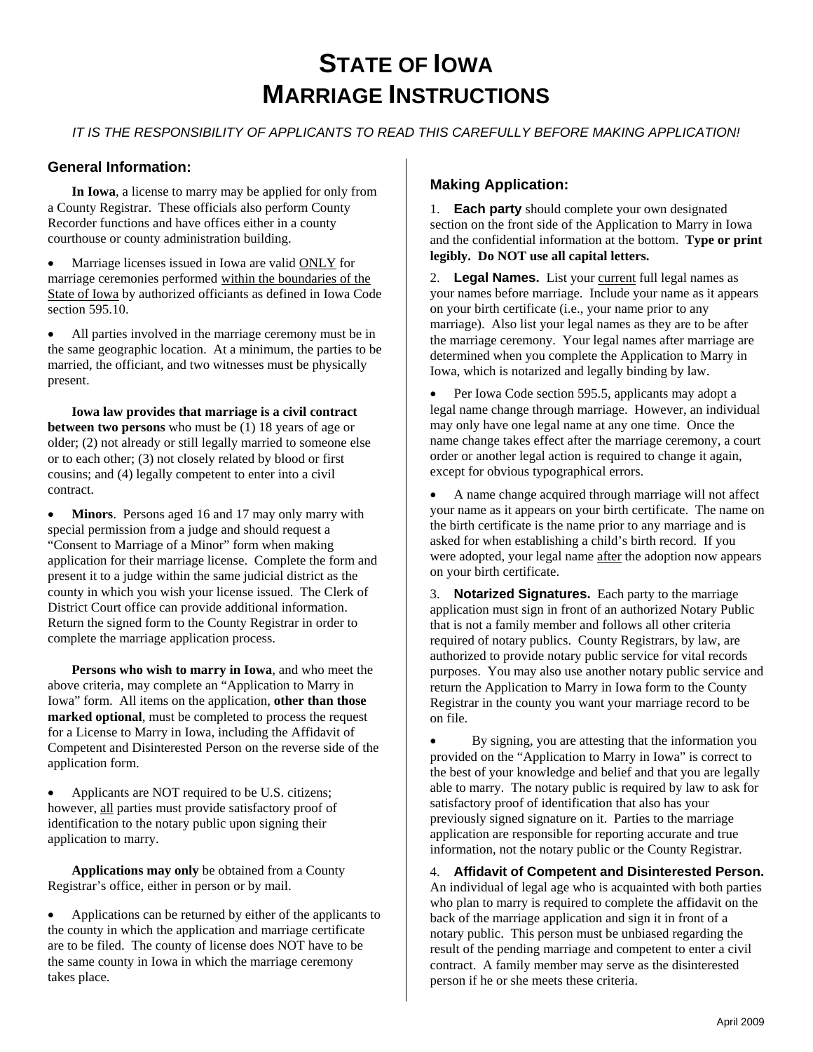# STATE OF IOWA
# MARRIAGE INSTRUCTIONS

*IT IS THE RESPONSIBILITY OF APPLICANTS TO READ THIS CAREFULLY BEFORE MAKING APPLICATION!*

## General Information:

**In Iowa**, a license to marry may be applied for only from a County Registrar. These officials also perform County Recorder functions and have offices either in a county courthouse or county administration building.

- Marriage licenses issued in Iowa are valid ONLY for marriage ceremonies performed within the boundaries of the State of Iowa by authorized officiants as defined in Iowa Code section 595.10.
- All parties involved in the marriage ceremony must be in the same geographic location. At a minimum, the parties to be married, the officiant, and two witnesses must be physically present.

**Iowa law provides that marriage is a civil contract between two persons** who must be (1) 18 years of age or older; (2) not already or still legally married to someone else or to each other; (3) not closely related by blood or first cousins; and (4) legally competent to enter into a civil contract.

- **Minors**. Persons aged 16 and 17 may only marry with special permission from a judge and should request a "Consent to Marriage of a Minor" form when making application for their marriage license. Complete the form and present it to a judge within the same judicial district as the county in which you wish your license issued. The Clerk of District Court office can provide additional information. Return the signed form to the County Registrar in order to complete the marriage application process.

**Persons who wish to marry in Iowa**, and who meet the above criteria, may complete an "Application to Marry in Iowa" form. All items on the application, **other than those marked optional**, must be completed to process the request for a License to Marry in Iowa, including the Affidavit of Competent and Disinterested Person on the reverse side of the application form.

- Applicants are NOT required to be U.S. citizens; however, all parties must provide satisfactory proof of identification to the notary public upon signing their application to marry.

**Applications may only** be obtained from a County Registrar's office, either in person or by mail.

- Applications can be returned by either of the applicants to the county in which the application and marriage certificate are to be filed. The county of license does NOT have to be the same county in Iowa in which the marriage ceremony takes place.

## Making Application:

1. **Each party** should complete your own designated section on the front side of the Application to Marry in Iowa and the confidential information at the bottom. **Type or print legibly. Do NOT use all capital letters.**

2. **Legal Names.** List your current full legal names as your names before marriage. Include your name as it appears on your birth certificate (i.e., your name prior to any marriage). Also list your legal names as they are to be after the marriage ceremony. Your legal names after marriage are determined when you complete the Application to Marry in Iowa, which is notarized and legally binding by law.

- Per Iowa Code section 595.5, applicants may adopt a legal name change through marriage. However, an individual may only have one legal name at any one time. Once the name change takes effect after the marriage ceremony, a court order or another legal action is required to change it again, except for obvious typographical errors.
- A name change acquired through marriage will not affect your name as it appears on your birth certificate. The name on the birth certificate is the name prior to any marriage and is asked for when establishing a child's birth record. If you were adopted, your legal name after the adoption now appears on your birth certificate.

3. **Notarized Signatures.** Each party to the marriage application must sign in front of an authorized Notary Public that is not a family member and follows all other criteria required of notary publics. County Registrars, by law, are authorized to provide notary public service for vital records purposes. You may also use another notary public service and return the Application to Marry in Iowa form to the County Registrar in the county you want your marriage record to be on file.

- By signing, you are attesting that the information you provided on the "Application to Marry in Iowa" is correct to the best of your knowledge and belief and that you are legally able to marry. The notary public is required by law to ask for satisfactory proof of identification that also has your previously signed signature on it. Parties to the marriage application are responsible for reporting accurate and true information, not the notary public or the County Registrar.

4. **Affidavit of Competent and Disinterested Person.** An individual of legal age who is acquainted with both parties who plan to marry is required to complete the affidavit on the back of the marriage application and sign it in front of a notary public. This person must be unbiased regarding the result of the pending marriage and competent to enter a civil contract. A family member may serve as the disinterested person if he or she meets these criteria.

April 2009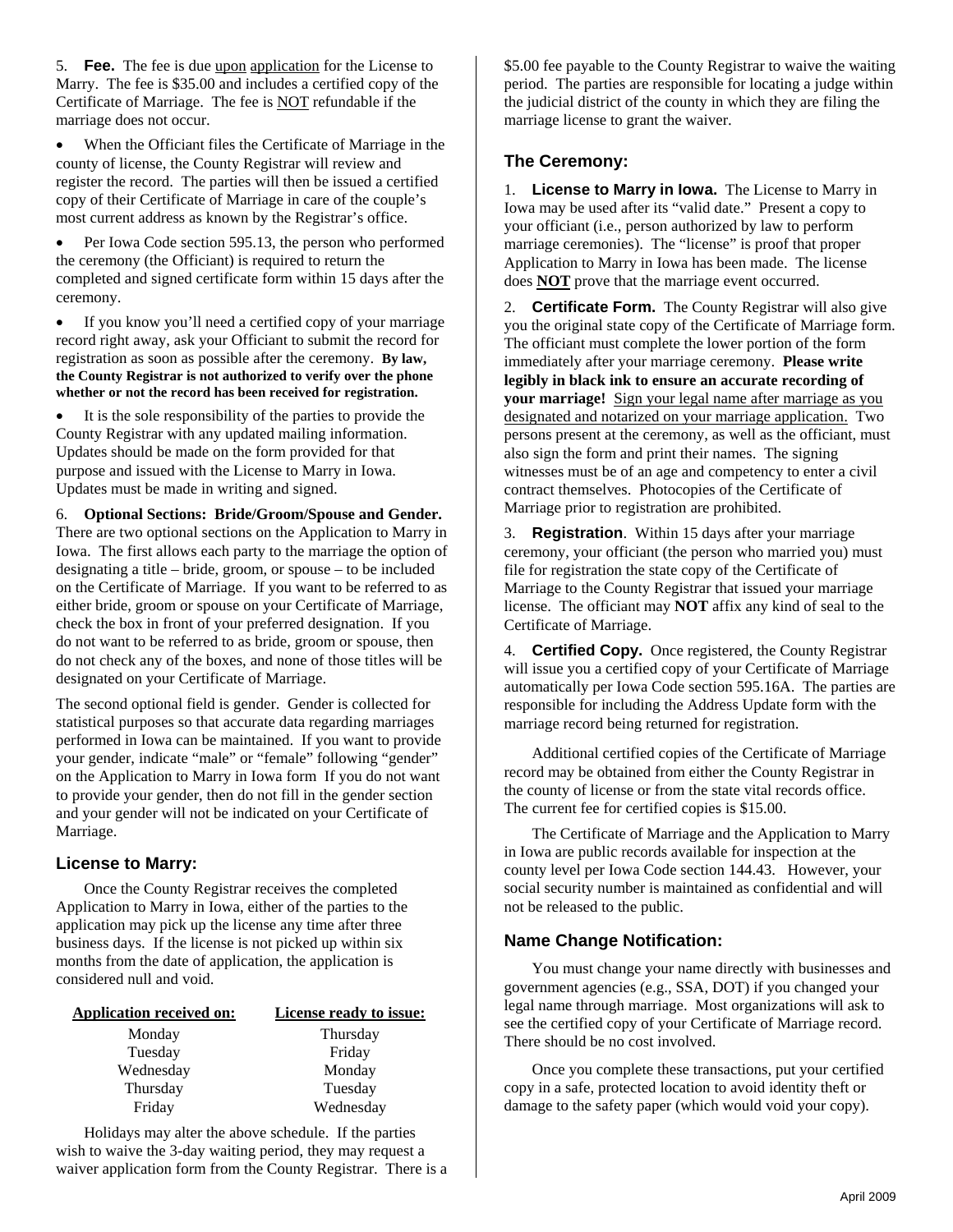5. **Fee.** The fee is due upon application for the License to Marry. The fee is $35.00 and includes a certified copy of the Certificate of Marriage. The fee is NOT refundable if the marriage does not occur.

- When the Officiant files the Certificate of Marriage in the county of license, the County Registrar will review and register the record. The parties will then be issued a certified copy of their Certificate of Marriage in care of the couple's most current address as known by the Registrar's office.
- Per Iowa Code section 595.13, the person who performed the ceremony (the Officiant) is required to return the completed and signed certificate form within 15 days after the ceremony.
- If you know you'll need a certified copy of your marriage record right away, ask your Officiant to submit the record for registration as soon as possible after the ceremony. **By law, the County Registrar is not authorized to verify over the phone whether or not the record has been received for registration.**
- It is the sole responsibility of the parties to provide the County Registrar with any updated mailing information. Updates should be made on the form provided for that purpose and issued with the License to Marry in Iowa. Updates must be made in writing and signed.

6. **Optional Sections: Bride/Groom/Spouse and Gender.** There are two optional sections on the Application to Marry in Iowa. The first allows each party to the marriage the option of designating a title – bride, groom, or spouse – to be included on the Certificate of Marriage. If you want to be referred to as either bride, groom or spouse on your Certificate of Marriage, check the box in front of your preferred designation. If you do not want to be referred to as bride, groom or spouse, then do not check any of the boxes, and none of those titles will be designated on your Certificate of Marriage.

The second optional field is gender. Gender is collected for statistical purposes so that accurate data regarding marriages performed in Iowa can be maintained. If you want to provide your gender, indicate "male" or "female" following "gender" on the Application to Marry in Iowa form If you do not want to provide your gender, then do not fill in the gender section and your gender will not be indicated on your Certificate of Marriage.

## License to Marry:

Once the County Registrar receives the completed Application to Marry in Iowa, either of the parties to the application may pick up the license any time after three business days. If the license is not picked up within six months from the date of application, the application is considered null and void.

| Application received on: | License ready to issue: |
|---|---|
| Monday | Thursday |
| Tuesday | Friday |
| Wednesday | Monday |
| Thursday | Tuesday |
| Friday | Wednesday |

Holidays may alter the above schedule. If the parties wish to waive the 3-day waiting period, they may request a waiver application form from the County Registrar. There is a $5.00 fee payable to the County Registrar to waive the waiting period. The parties are responsible for locating a judge within the judicial district of the county in which they are filing the marriage license to grant the waiver.

## The Ceremony:

1. **License to Marry in Iowa.** The License to Marry in Iowa may be used after its "valid date." Present a copy to your officiant (i.e., person authorized by law to perform marriage ceremonies). The "license" is proof that proper Application to Marry in Iowa has been made. The license does **NOT** prove that the marriage event occurred.

2. **Certificate Form.** The County Registrar will also give you the original state copy of the Certificate of Marriage form. The officiant must complete the lower portion of the form immediately after your marriage ceremony. **Please write legibly in black ink to ensure an accurate recording of your marriage!** Sign your legal name after marriage as you designated and notarized on your marriage application. Two persons present at the ceremony, as well as the officiant, must also sign the form and print their names. The signing witnesses must be of an age and competency to enter a civil contract themselves. Photocopies of the Certificate of Marriage prior to registration are prohibited.

3. **Registration**. Within 15 days after your marriage ceremony, your officiant (the person who married you) must file for registration the state copy of the Certificate of Marriage to the County Registrar that issued your marriage license. The officiant may **NOT** affix any kind of seal to the Certificate of Marriage.

4. **Certified Copy.** Once registered, the County Registrar will issue you a certified copy of your Certificate of Marriage automatically per Iowa Code section 595.16A. The parties are responsible for including the Address Update form with the marriage record being returned for registration.

Additional certified copies of the Certificate of Marriage record may be obtained from either the County Registrar in the county of license or from the state vital records office. The current fee for certified copies is $15.00.

The Certificate of Marriage and the Application to Marry in Iowa are public records available for inspection at the county level per Iowa Code section 144.43. However, your social security number is maintained as confidential and will not be released to the public.

## Name Change Notification:

You must change your name directly with businesses and government agencies (e.g., SSA, DOT) if you changed your legal name through marriage. Most organizations will ask to see the certified copy of your Certificate of Marriage record. There should be no cost involved.

Once you complete these transactions, put your certified copy in a safe, protected location to avoid identity theft or damage to the safety paper (which would void your copy).

April 2009